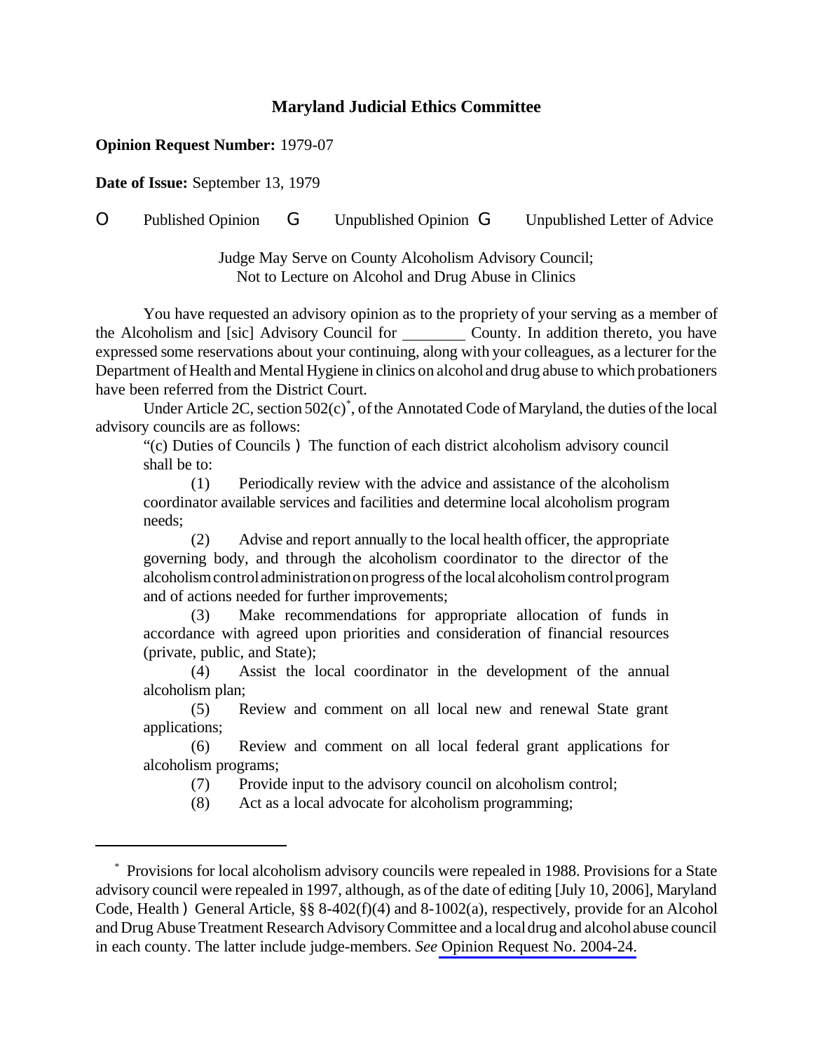# Maryland Judicial Ethics Committee

**Opinion Request Number:** 1979-07

**Date of Issue:** September 13, 1979

O Published Opinion G Unpublished Opinion G Unpublished Letter of Advice

Judge May Serve on County Alcoholism Advisory Council;
Not to Lecture on Alcohol and Drug Abuse in Clinics

You have requested an advisory opinion as to the propriety of your serving as a member of the Alcoholism and [sic] Advisory Council for ________ County. In addition thereto, you have expressed some reservations about your continuing, along with your colleagues, as a lecturer for the Department of Health and Mental Hygiene in clinics on alcohol and drug abuse to which probationers have been referred from the District Court.

Under Article 2C, section 502(c)*, of the Annotated Code of Maryland, the duties of the local advisory councils are as follows:

> "(c) Duties of Councils ) The function of each district alcoholism advisory council shall be to:
>
> (1) Periodically review with the advice and assistance of the alcoholism coordinator available services and facilities and determine local alcoholism program needs;
>
> (2) Advise and report annually to the local health officer, the appropriate governing body, and through the alcoholism coordinator to the director of the alcoholism control administration on progress of the local alcoholism control program and of actions needed for further improvements;
>
> (3) Make recommendations for appropriate allocation of funds in accordance with agreed upon priorities and consideration of financial resources (private, public, and State);
>
> (4) Assist the local coordinator in the development of the annual alcoholism plan;
>
> (5) Review and comment on all local new and renewal State grant applications;
>
> (6) Review and comment on all local federal grant applications for alcoholism programs;
>
> (7) Provide input to the advisory council on alcoholism control;
>
> (8) Act as a local advocate for alcoholism programming;

---

* Provisions for local alcoholism advisory councils were repealed in 1988. Provisions for a State advisory council were repealed in 1997, although, as of the date of editing [July 10, 2006], Maryland Code, Health ) General Article, §§ 8-402(f)(4) and 8-1002(a), respectively, provide for an Alcohol and Drug Abuse Treatment Research Advisory Committee and a local drug and alcohol abuse council in each county. The latter include judge-members. *See* Opinion Request No. 2004-24.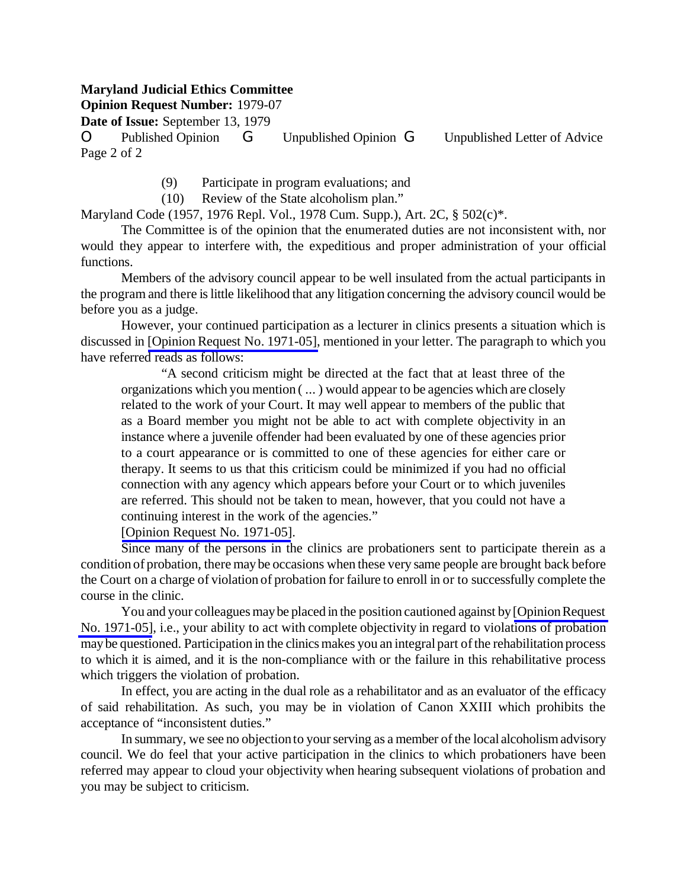(9) Participate in program evaluations; and

(10) Review of the State alcoholism plan."

Maryland Code (1957, 1976 Repl. Vol., 1978 Cum. Supp.), Art. 2C, § 502(c)*.

The Committee is of the opinion that the enumerated duties are not inconsistent with, nor would they appear to interfere with, the expeditious and proper administration of your official functions.

Members of the advisory council appear to be well insulated from the actual participants in the program and there is little likelihood that any litigation concerning the advisory council would be before you as a judge.

However, your continued participation as a lecturer in clinics presents a situation which is discussed in [Opinion Request No. 1971-05], mentioned in your letter. The paragraph to which you have referred reads as follows:

> "A second criticism might be directed at the fact that at least three of the organizations which you mention ( ... ) would appear to be agencies which are closely related to the work of your Court. It may well appear to members of the public that as a Board member you might not be able to act with complete objectivity in an instance where a juvenile offender had been evaluated by one of these agencies prior to a court appearance or is committed to one of these agencies for either care or therapy. It seems to us that this criticism could be minimized if you had no official connection with any agency which appears before your Court or to which juveniles are referred. This should not be taken to mean, however, that you could not have a continuing interest in the work of the agencies."
>
> [Opinion Request No. 1971-05].

Since many of the persons in the clinics are probationers sent to participate therein as a condition of probation, there may be occasions when these very same people are brought back before the Court on a charge of violation of probation for failure to enroll in or to successfully complete the course in the clinic.

You and your colleagues may be placed in the position cautioned against by [Opinion Request No. 1971-05], i.e., your ability to act with complete objectivity in regard to violations of probation may be questioned. Participation in the clinics makes you an integral part of the rehabilitation process to which it is aimed, and it is the non-compliance with or the failure in this rehabilitative process which triggers the violation of probation.

In effect, you are acting in the dual role as a rehabilitator and as an evaluator of the efficacy of said rehabilitation. As such, you may be in violation of Canon XXIII which prohibits the acceptance of "inconsistent duties."

In summary, we see no objection to your serving as a member of the local alcoholism advisory council. We do feel that your active participation in the clinics to which probationers have been referred may appear to cloud your objectivity when hearing subsequent violations of probation and you may be subject to criticism.